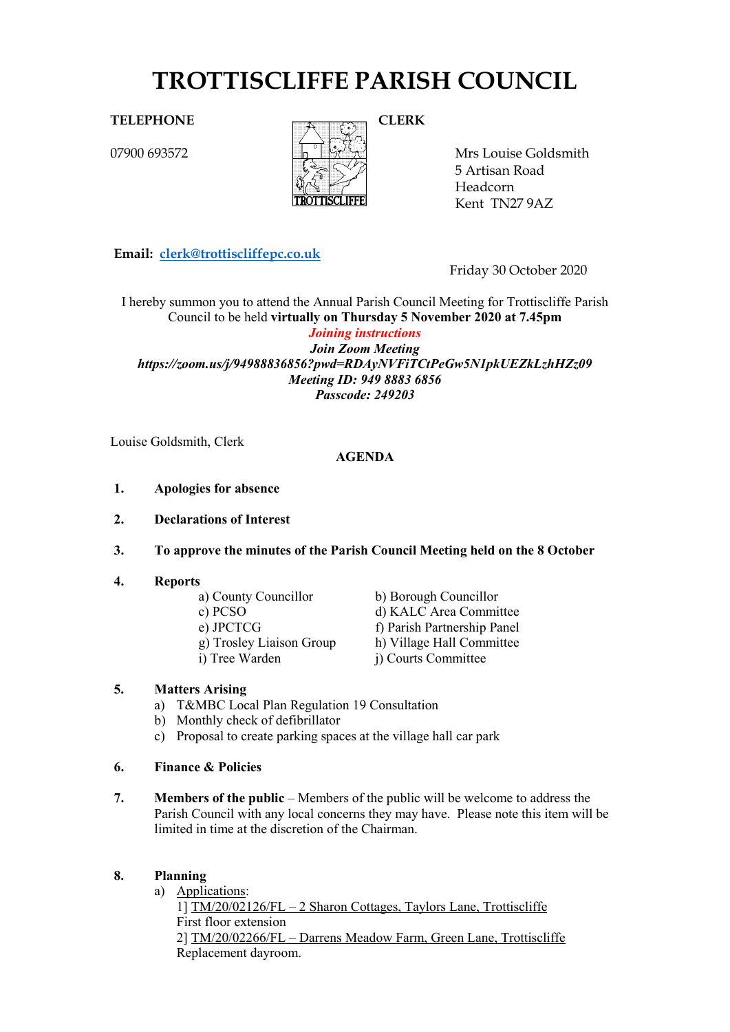# TROTTISCLIFFE PARISH COUNCIL

**TELEPHONE**

07900 693572

**CLERK**

Mrs Louise Goldsmith
5 Artisan Road
Headcorn
Kent TN27 9AZ

**Email:** clerk@trottiscliffepc.co.uk

Friday 30 October 2020

I hereby summon you to attend the Annual Parish Council Meeting for Trottiscliffe Parish Council to be held **virtually on Thursday 5 November 2020 at 7.45pm**

***Joining instructions***
***Join Zoom Meeting***
***https://zoom.us/j/94988836856?pwd=RDAyNVFiTCtPeGw5N1pkUEZkLzhHZz09***
***Meeting ID: 949 8883 6856***
***Passcode: 249203***

Louise Goldsmith, Clerk

**AGENDA**

1. **Apologies for absence**

2. **Declarations of Interest**

3. **To approve the minutes of the Parish Council Meeting held on the 8 October**

4. **Reports**
   - a) County Councillor
   - b) Borough Councillor
   - c) PCSO
   - d) KALC Area Committee
   - e) JPCTCG
   - f) Parish Partnership Panel
   - g) Trosley Liaison Group
   - h) Village Hall Committee
   - i) Tree Warden
   - j) Courts Committee

5. **Matters Arising**
   - a) T&MBC Local Plan Regulation 19 Consultation
   - b) Monthly check of defibrillator
   - c) Proposal to create parking spaces at the village hall car park

6. **Finance & Policies**

7. **Members of the public** – Members of the public will be welcome to address the Parish Council with any local concerns they may have. Please note this item will be limited in time at the discretion of the Chairman.

8. **Planning**
   - a) Applications:
     1] TM/20/02126/FL – 2 Sharon Cottages, Taylors Lane, Trottiscliffe
     First floor extension
     2] TM/20/02266/FL – Darrens Meadow Farm, Green Lane, Trottiscliffe
     Replacement dayroom.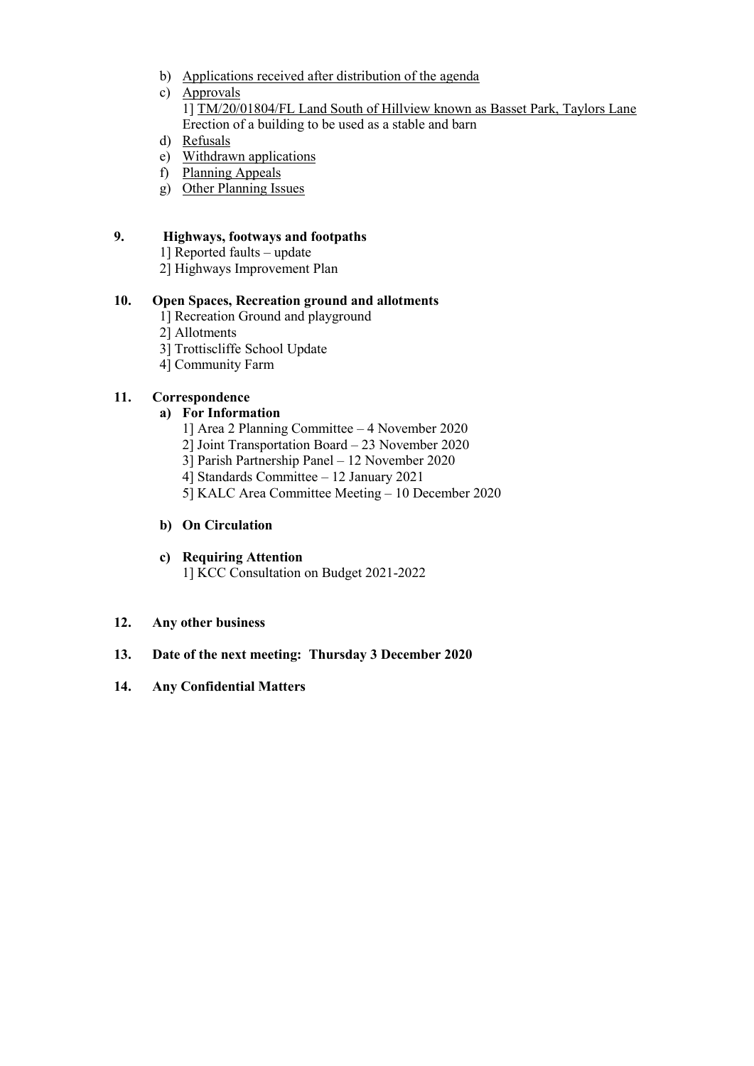b) Applications received after distribution of the agenda

c) Approvals
   1] TM/20/01804/FL Land South of Hillview known as Basset Park, Taylors Lane
   Erection of a building to be used as a stable and barn

d) Refusals

e) Withdrawn applications

f) Planning Appeals

g) Other Planning Issues

**9. Highways, footways and footpaths**

1] Reported faults – update
2] Highways Improvement Plan

**10. Open Spaces, Recreation ground and allotments**

1] Recreation Ground and playground
2] Allotments
3] Trottiscliffe School Update
4] Community Farm

**11. Correspondence**

**a) For Information**

1] Area 2 Planning Committee – 4 November 2020
2] Joint Transportation Board – 23 November 2020
3] Parish Partnership Panel – 12 November 2020
4] Standards Committee – 12 January 2021
5] KALC Area Committee Meeting – 10 December 2020

**b) On Circulation**

**c) Requiring Attention**

1] KCC Consultation on Budget 2021-2022

**12. Any other business**

**13. Date of the next meeting: Thursday 3 December 2020**

**14. Any Confidential Matters**